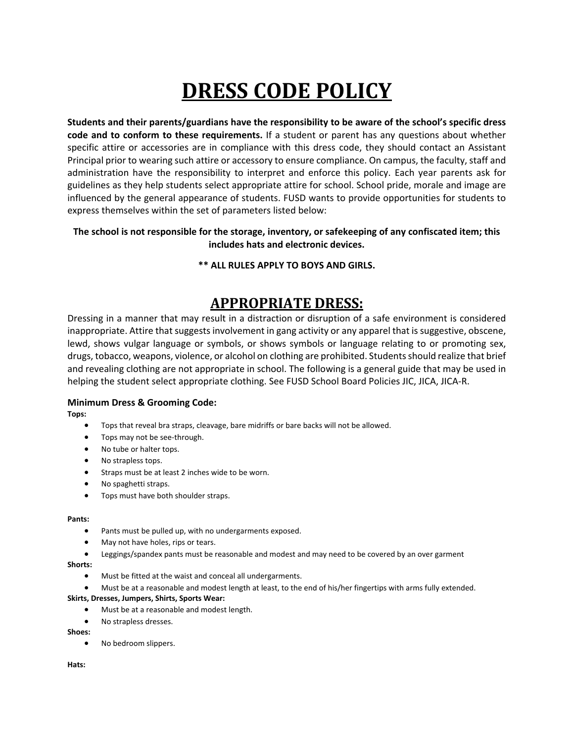# DRESS CODE POLICY

**Students and their parents/guardians have the responsibility to be aware of the school's specific dress code and to conform to these requirements.** If a student or parent has any questions about whether specific attire or accessories are in compliance with this dress code, they should contact an Assistant Principal prior to wearing such attire or accessory to ensure compliance. On campus, the faculty, staff and administration have the responsibility to interpret and enforce this policy. Each year parents ask for guidelines as they help students select appropriate attire for school. School pride, morale and image are influenced by the general appearance of students. FUSD wants to provide opportunities for students to express themselves within the set of parameters listed below:

**The school is not responsible for the storage, inventory, or safekeeping of any confiscated item; this includes hats and electronic devices.**

**** ALL RULES APPLY TO BOYS AND GIRLS.**

## APPROPRIATE DRESS:

Dressing in a manner that may result in a distraction or disruption of a safe environment is considered inappropriate. Attire that suggests involvement in gang activity or any apparel that is suggestive, obscene, lewd, shows vulgar language or symbols, or shows symbols or language relating to or promoting sex, drugs, tobacco, weapons, violence, or alcohol on clothing are prohibited. Students should realize that brief and revealing clothing are not appropriate in school. The following is a general guide that may be used in helping the student select appropriate clothing. See FUSD School Board Policies JIC, JICA, JICA-R.

### Minimum Dress & Grooming Code:

**Tops:**

- Tops that reveal bra straps, cleavage, bare midriffs or bare backs will not be allowed.
- Tops may not be see-through.
- No tube or halter tops.
- No strapless tops.
- Straps must be at least 2 inches wide to be worn.
- No spaghetti straps.
- Tops must have both shoulder straps.

**Pants:**

- Pants must be pulled up, with no undergarments exposed.
- May not have holes, rips or tears.
- Leggings/spandex pants must be reasonable and modest and may need to be covered by an over garment

**Shorts:**

- Must be fitted at the waist and conceal all undergarments.
- Must be at a reasonable and modest length at least, to the end of his/her fingertips with arms fully extended.

**Skirts, Dresses, Jumpers, Shirts, Sports Wear:**

- Must be at a reasonable and modest length.
- No strapless dresses.

**Shoes:**

- No bedroom slippers.

**Hats:**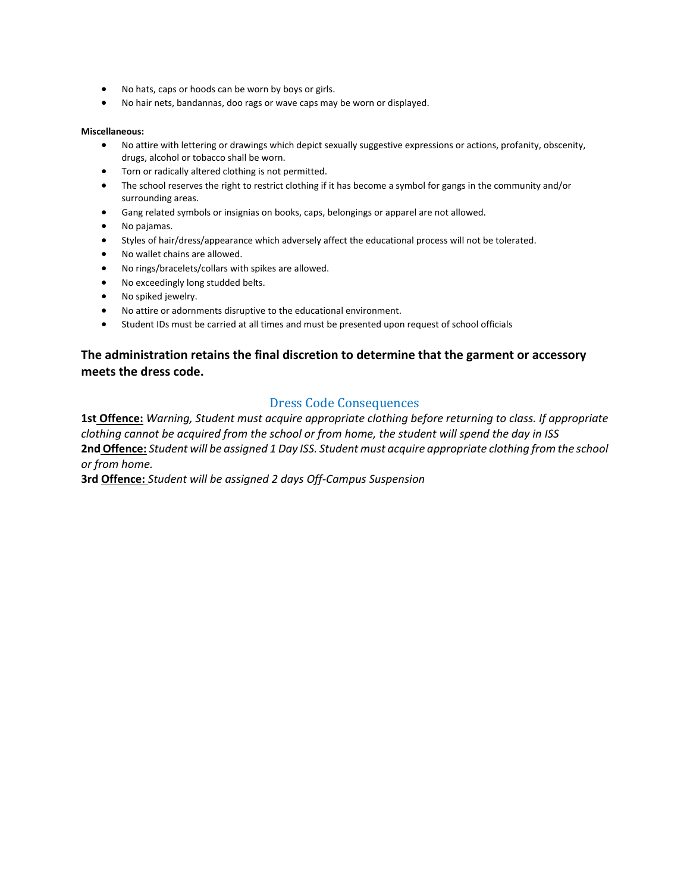- No hats, caps or hoods can be worn by boys or girls.
- No hair nets, bandannas, doo rags or wave caps may be worn or displayed.

**Miscellaneous:**

- No attire with lettering or drawings which depict sexually suggestive expressions or actions, profanity, obscenity, drugs, alcohol or tobacco shall be worn.
- Torn or radically altered clothing is not permitted.
- The school reserves the right to restrict clothing if it has become a symbol for gangs in the community and/or surrounding areas.
- Gang related symbols or insignias on books, caps, belongings or apparel are not allowed.
- No pajamas.
- Styles of hair/dress/appearance which adversely affect the educational process will not be tolerated.
- No wallet chains are allowed.
- No rings/bracelets/collars with spikes are allowed.
- No exceedingly long studded belts.
- No spiked jewelry.
- No attire or adornments disruptive to the educational environment.
- Student IDs must be carried at all times and must be presented upon request of school officials

**The administration retains the final discretion to determine that the garment or accessory meets the dress code.**

## Dress Code Consequences

**1st Offence:** *Warning, Student must acquire appropriate clothing before returning to class. If appropriate clothing cannot be acquired from the school or from home, the student will spend the day in ISS*
**2nd Offence:** *Student will be assigned 1 Day ISS. Student must acquire appropriate clothing from the school or from home.*
**3rd Offence:** *Student will be assigned 2 days Off-Campus Suspension*